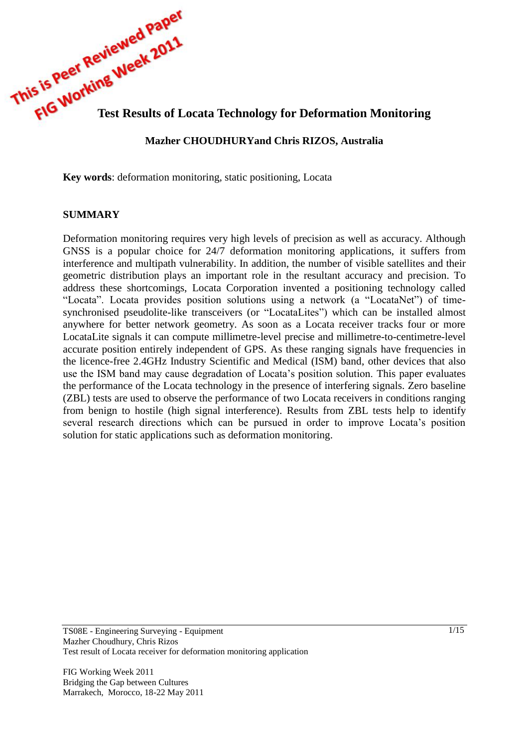# Test Results of Locata Technology for Deformation Monitoring

**Mazher CHOUDHURYand Chris RIZOS, Australia**

**Key words**: deformation monitoring, static positioning, Locata

## SUMMARY

Deformation monitoring requires very high levels of precision as well as accuracy. Although GNSS is a popular choice for 24/7 deformation monitoring applications, it suffers from interference and multipath vulnerability. In addition, the number of visible satellites and their geometric distribution plays an important role in the resultant accuracy and precision. To address these shortcomings, Locata Corporation invented a positioning technology called "Locata". Locata provides position solutions using a network (a "LocataNet") of time-synchronised pseudolite-like transceivers (or "LocataLites") which can be installed almost anywhere for better network geometry. As soon as a Locata receiver tracks four or more LocataLite signals it can compute millimetre-level precise and millimetre-to-centimetre-level accurate position entirely independent of GPS. As these ranging signals have frequencies in the licence-free 2.4GHz Industry Scientific and Medical (ISM) band, other devices that also use the ISM band may cause degradation of Locata's position solution. This paper evaluates the performance of the Locata technology in the presence of interfering signals. Zero baseline (ZBL) tests are used to observe the performance of two Locata receivers in conditions ranging from benign to hostile (high signal interference). Results from ZBL tests help to identify several research directions which can be pursued in order to improve Locata's position solution for static applications such as deformation monitoring.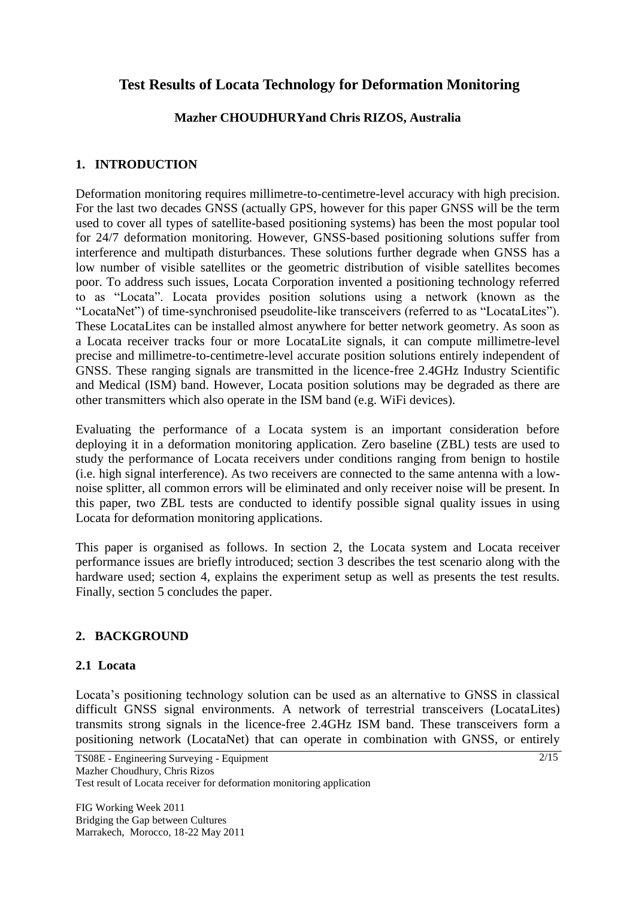# Test Results of Locata Technology for Deformation Monitoring

**Mazher CHOUDHURYand Chris RIZOS, Australia**

## 1. INTRODUCTION

Deformation monitoring requires millimetre-to-centimetre-level accuracy with high precision. For the last two decades GNSS (actually GPS, however for this paper GNSS will be the term used to cover all types of satellite-based positioning systems) has been the most popular tool for 24/7 deformation monitoring. However, GNSS-based positioning solutions suffer from interference and multipath disturbances. These solutions further degrade when GNSS has a low number of visible satellites or the geometric distribution of visible satellites becomes poor. To address such issues, Locata Corporation invented a positioning technology referred to as "Locata". Locata provides position solutions using a network (known as the "LocataNet") of time-synchronised pseudolite-like transceivers (referred to as "LocataLites"). These LocataLites can be installed almost anywhere for better network geometry. As soon as a Locata receiver tracks four or more LocataLite signals, it can compute millimetre-level precise and millimetre-to-centimetre-level accurate position solutions entirely independent of GNSS. These ranging signals are transmitted in the licence-free 2.4GHz Industry Scientific and Medical (ISM) band. However, Locata position solutions may be degraded as there are other transmitters which also operate in the ISM band (e.g. WiFi devices).

Evaluating the performance of a Locata system is an important consideration before deploying it in a deformation monitoring application. Zero baseline (ZBL) tests are used to study the performance of Locata receivers under conditions ranging from benign to hostile (i.e. high signal interference). As two receivers are connected to the same antenna with a low-noise splitter, all common errors will be eliminated and only receiver noise will be present. In this paper, two ZBL tests are conducted to identify possible signal quality issues in using Locata for deformation monitoring applications.

This paper is organised as follows. In section 2, the Locata system and Locata receiver performance issues are briefly introduced; section 3 describes the test scenario along with the hardware used; section 4, explains the experiment setup as well as presents the test results. Finally, section 5 concludes the paper.

## 2. BACKGROUND

### 2.1 Locata

Locata's positioning technology solution can be used as an alternative to GNSS in classical difficult GNSS signal environments. A network of terrestrial transceivers (LocataLites) transmits strong signals in the licence-free 2.4GHz ISM band. These transceivers form a positioning network (LocataNet) that can operate in combination with GNSS, or entirely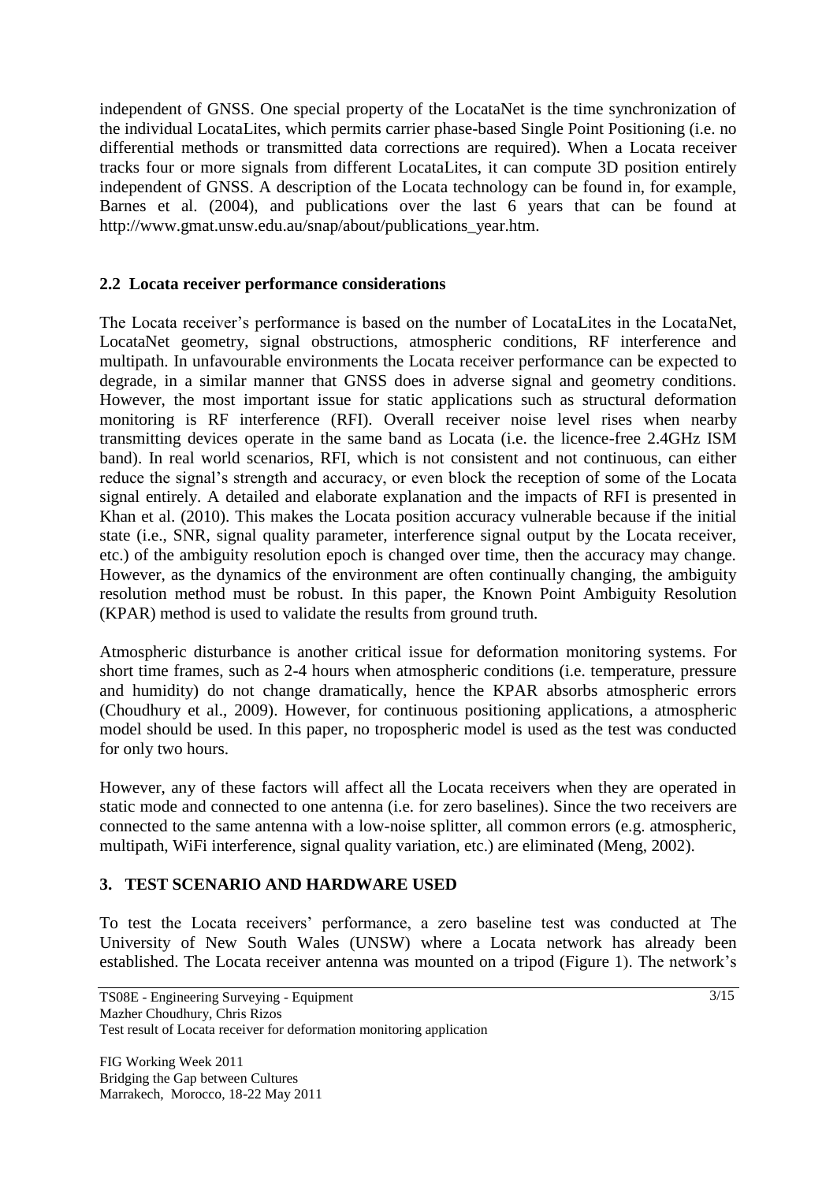independent of GNSS. One special property of the LocataNet is the time synchronization of the individual LocataLites, which permits carrier phase-based Single Point Positioning (i.e. no differential methods or transmitted data corrections are required). When a Locata receiver tracks four or more signals from different LocataLites, it can compute 3D position entirely independent of GNSS. A description of the Locata technology can be found in, for example, Barnes et al. (2004), and publications over the last 6 years that can be found at http://www.gmat.unsw.edu.au/snap/about/publications_year.htm.

### 2.2 Locata receiver performance considerations

The Locata receiver's performance is based on the number of LocataLites in the LocataNet, LocataNet geometry, signal obstructions, atmospheric conditions, RF interference and multipath. In unfavourable environments the Locata receiver performance can be expected to degrade, in a similar manner that GNSS does in adverse signal and geometry conditions. However, the most important issue for static applications such as structural deformation monitoring is RF interference (RFI). Overall receiver noise level rises when nearby transmitting devices operate in the same band as Locata (i.e. the licence-free 2.4GHz ISM band). In real world scenarios, RFI, which is not consistent and not continuous, can either reduce the signal's strength and accuracy, or even block the reception of some of the Locata signal entirely. A detailed and elaborate explanation and the impacts of RFI is presented in Khan et al. (2010). This makes the Locata position accuracy vulnerable because if the initial state (i.e., SNR, signal quality parameter, interference signal output by the Locata receiver, etc.) of the ambiguity resolution epoch is changed over time, then the accuracy may change. However, as the dynamics of the environment are often continually changing, the ambiguity resolution method must be robust. In this paper, the Known Point Ambiguity Resolution (KPAR) method is used to validate the results from ground truth.

Atmospheric disturbance is another critical issue for deformation monitoring systems. For short time frames, such as 2-4 hours when atmospheric conditions (i.e. temperature, pressure and humidity) do not change dramatically, hence the KPAR absorbs atmospheric errors (Choudhury et al., 2009). However, for continuous positioning applications, a atmospheric model should be used. In this paper, no tropospheric model is used as the test was conducted for only two hours.

However, any of these factors will affect all the Locata receivers when they are operated in static mode and connected to one antenna (i.e. for zero baselines). Since the two receivers are connected to the same antenna with a low-noise splitter, all common errors (e.g. atmospheric, multipath, WiFi interference, signal quality variation, etc.) are eliminated (Meng, 2002).

## 3. TEST SCENARIO AND HARDWARE USED

To test the Locata receivers' performance, a zero baseline test was conducted at The University of New South Wales (UNSW) where a Locata network has already been established. The Locata receiver antenna was mounted on a tripod (Figure 1). The network's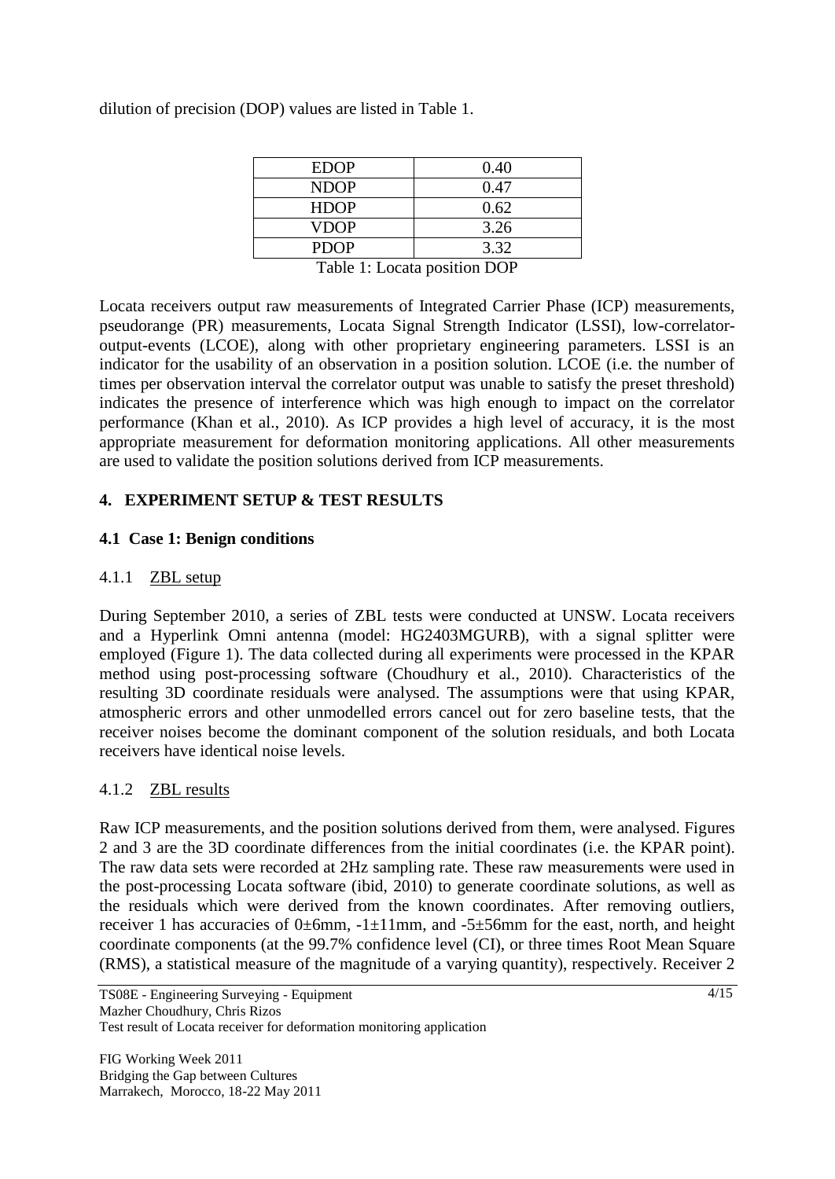dilution of precision (DOP) values are listed in Table 1.

| EDOP | 0.40 |
|---|---|
| NDOP | 0.47 |
| HDOP | 0.62 |
| VDOP | 3.26 |
| PDOP | 3.32 |

Table 1: Locata position DOP

Locata receivers output raw measurements of Integrated Carrier Phase (ICP) measurements, pseudorange (PR) measurements, Locata Signal Strength Indicator (LSSI), low-correlator-output-events (LCOE), along with other proprietary engineering parameters. LSSI is an indicator for the usability of an observation in a position solution. LCOE (i.e. the number of times per observation interval the correlator output was unable to satisfy the preset threshold) indicates the presence of interference which was high enough to impact on the correlator performance (Khan et al., 2010). As ICP provides a high level of accuracy, it is the most appropriate measurement for deformation monitoring applications. All other measurements are used to validate the position solutions derived from ICP measurements.

## 4. EXPERIMENT SETUP & TEST RESULTS

### 4.1 Case 1: Benign conditions

#### 4.1.1 ZBL setup

During September 2010, a series of ZBL tests were conducted at UNSW. Locata receivers and a Hyperlink Omni antenna (model: HG2403MGURB), with a signal splitter were employed (Figure 1). The data collected during all experiments were processed in the KPAR method using post-processing software (Choudhury et al., 2010). Characteristics of the resulting 3D coordinate residuals were analysed. The assumptions were that using KPAR, atmospheric errors and other unmodelled errors cancel out for zero baseline tests, that the receiver noises become the dominant component of the solution residuals, and both Locata receivers have identical noise levels.

#### 4.1.2 ZBL results

Raw ICP measurements, and the position solutions derived from them, were analysed. Figures 2 and 3 are the 3D coordinate differences from the initial coordinates (i.e. the KPAR point). The raw data sets were recorded at 2Hz sampling rate. These raw measurements were used in the post-processing Locata software (ibid, 2010) to generate coordinate solutions, as well as the residuals which were derived from the known coordinates. After removing outliers, receiver 1 has accuracies of 0±6mm, -1±11mm, and -5±56mm for the east, north, and height coordinate components (at the 99.7% confidence level (CI), or three times Root Mean Square (RMS), a statistical measure of the magnitude of a varying quantity), respectively. Receiver 2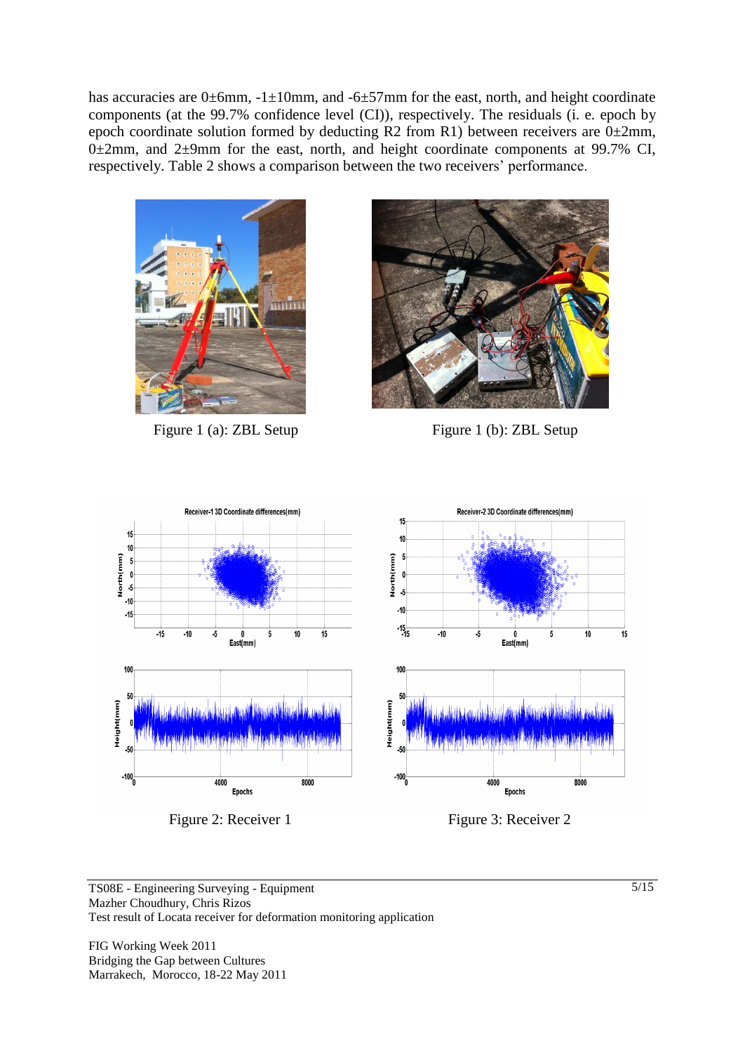has accuracies are 0±6mm, -1±10mm, and -6±57mm for the east, north, and height coordinate components (at the 99.7% confidence level (CI)), respectively. The residuals (i. e. epoch by epoch coordinate solution formed by deducting R2 from R1) between receivers are 0±2mm, 0±2mm, and 2±9mm for the east, north, and height coordinate components at 99.7% CI, respectively. Table 2 shows a comparison between the two receivers' performance.

Figure 1 (a): ZBL Setup

Figure 1 (b): ZBL Setup

Figure 2: Receiver 1

Figure 3: Receiver 2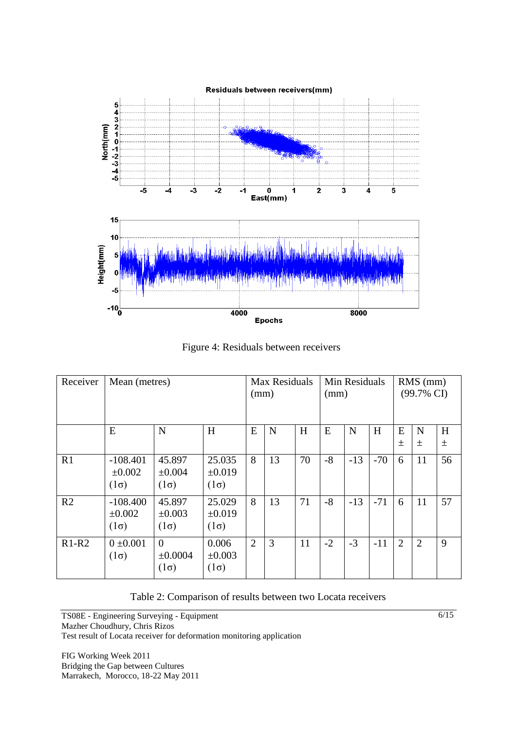Figure 4: Residuals between receivers

| Receiver | Mean (metres) | | | Max Residuals (mm) | | | Min Residuals (mm) | | | RMS (mm) (99.7% CI) | | |
|---|---|---|---|---|---|---|---|---|---|---|---|---|
| | E | N | H | E | N | H | E | N | H | E ± | N ± | H ± |
| R1 | -108.401 ±0.002 (1σ) | 45.897 ±0.004 (1σ) | 25.035 ±0.019 (1σ) | 8 | 13 | 70 | -8 | -13 | -70 | 6 | 11 | 56 |
| R2 | -108.400 ±0.002 (1σ) | 45.897 ±0.003 (1σ) | 25.029 ±0.019 (1σ) | 8 | 13 | 71 | -8 | -13 | -71 | 6 | 11 | 57 |
| R1-R2 | 0 ±0.001 (1σ) | 0 ±0.0004 (1σ) | 0.006 ±0.003 (1σ) | 2 | 3 | 11 | -2 | -3 | -11 | 2 | 2 | 9 |

Table 2: Comparison of results between two Locata receivers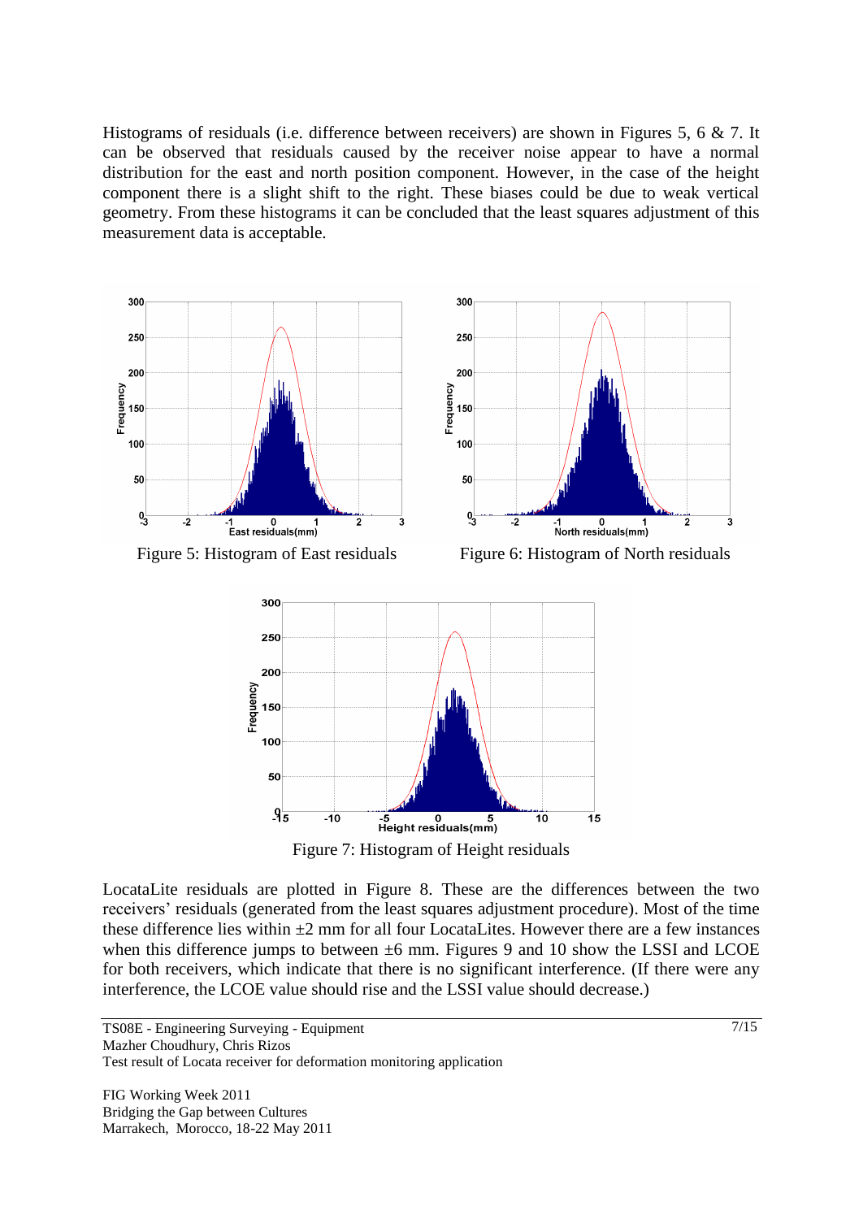Histograms of residuals (i.e. difference between receivers) are shown in Figures 5, 6 & 7. It can be observed that residuals caused by the receiver noise appear to have a normal distribution for the east and north position component. However, in the case of the height component there is a slight shift to the right. These biases could be due to weak vertical geometry. From these histograms it can be concluded that the least squares adjustment of this measurement data is acceptable.

Figure 5: Histogram of East residuals

Figure 6: Histogram of North residuals

Figure 7: Histogram of Height residuals

LocataLite residuals are plotted in Figure 8. These are the differences between the two receivers' residuals (generated from the least squares adjustment procedure). Most of the time these difference lies within ±2 mm for all four LocataLites. However there are a few instances when this difference jumps to between ±6 mm. Figures 9 and 10 show the LSSI and LCOE for both receivers, which indicate that there is no significant interference. (If there were any interference, the LCOE value should rise and the LSSI value should decrease.)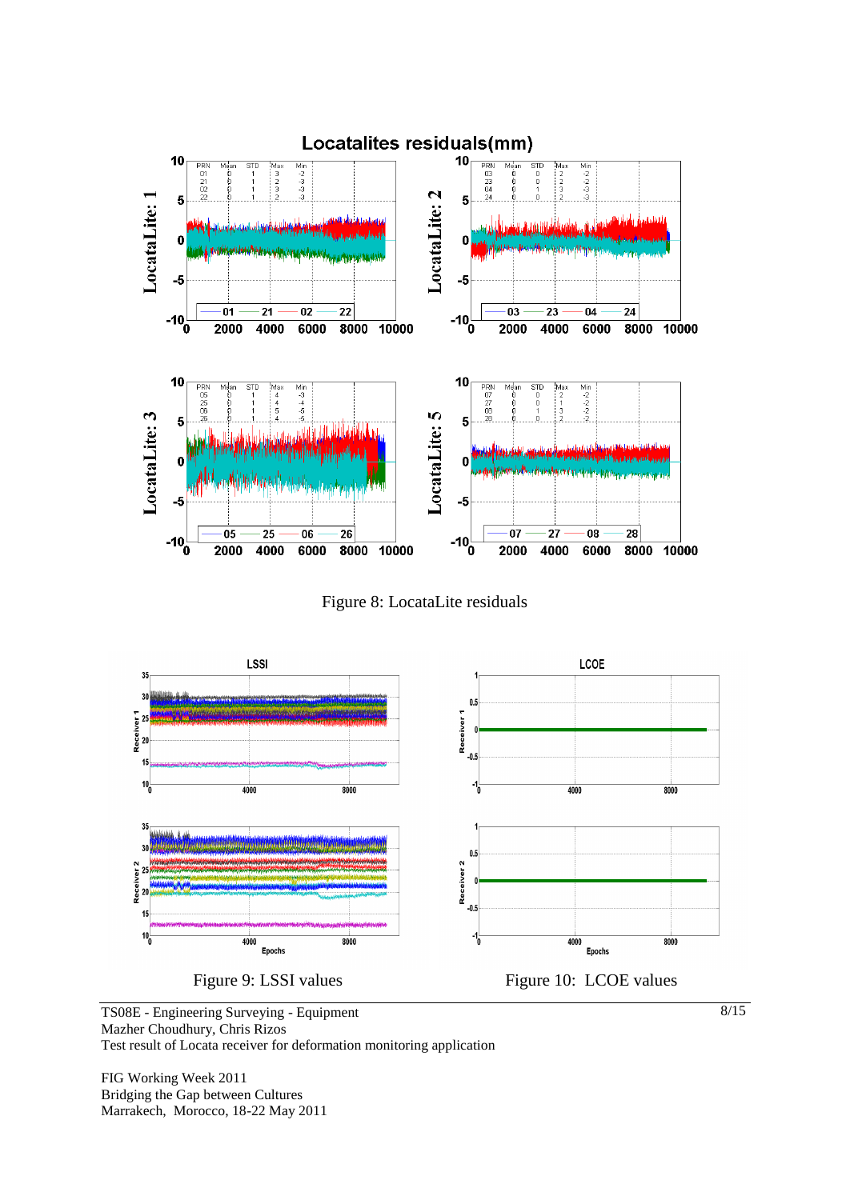Figure 8: LocataLite residuals

Figure 9: LSSI values

Figure 10: LCOE values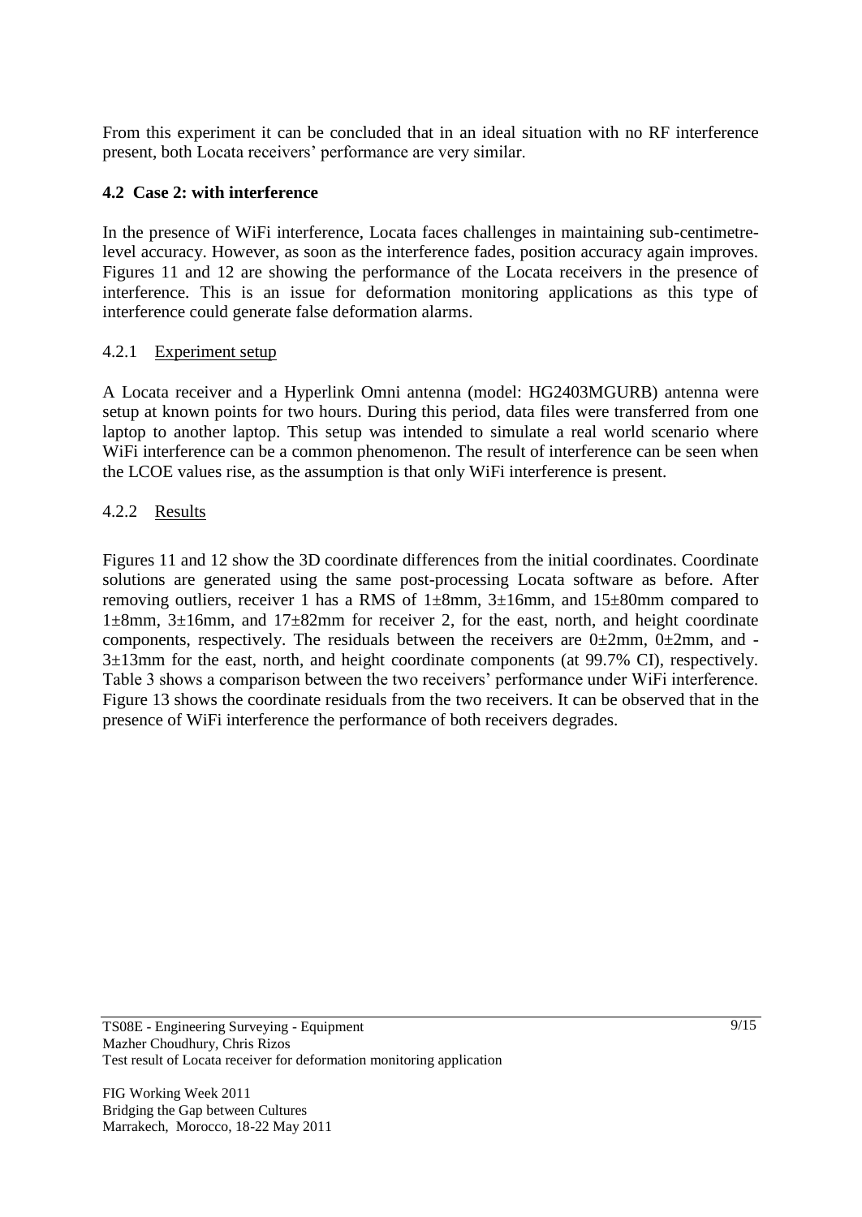From this experiment it can be concluded that in an ideal situation with no RF interference present, both Locata receivers' performance are very similar.

### 4.2 Case 2: with interference

In the presence of WiFi interference, Locata faces challenges in maintaining sub-centimetre-level accuracy. However, as soon as the interference fades, position accuracy again improves. Figures 11 and 12 are showing the performance of the Locata receivers in the presence of interference. This is an issue for deformation monitoring applications as this type of interference could generate false deformation alarms.

#### 4.2.1 Experiment setup

A Locata receiver and a Hyperlink Omni antenna (model: HG2403MGURB) antenna were setup at known points for two hours. During this period, data files were transferred from one laptop to another laptop. This setup was intended to simulate a real world scenario where WiFi interference can be a common phenomenon. The result of interference can be seen when the LCOE values rise, as the assumption is that only WiFi interference is present.

#### 4.2.2 Results

Figures 11 and 12 show the 3D coordinate differences from the initial coordinates. Coordinate solutions are generated using the same post-processing Locata software as before. After removing outliers, receiver 1 has a RMS of 1±8mm, 3±16mm, and 15±80mm compared to 1±8mm, 3±16mm, and 17±82mm for receiver 2, for the east, north, and height coordinate components, respectively. The residuals between the receivers are 0±2mm, 0±2mm, and -3±13mm for the east, north, and height coordinate components (at 99.7% CI), respectively. Table 3 shows a comparison between the two receivers' performance under WiFi interference. Figure 13 shows the coordinate residuals from the two receivers. It can be observed that in the presence of WiFi interference the performance of both receivers degrades.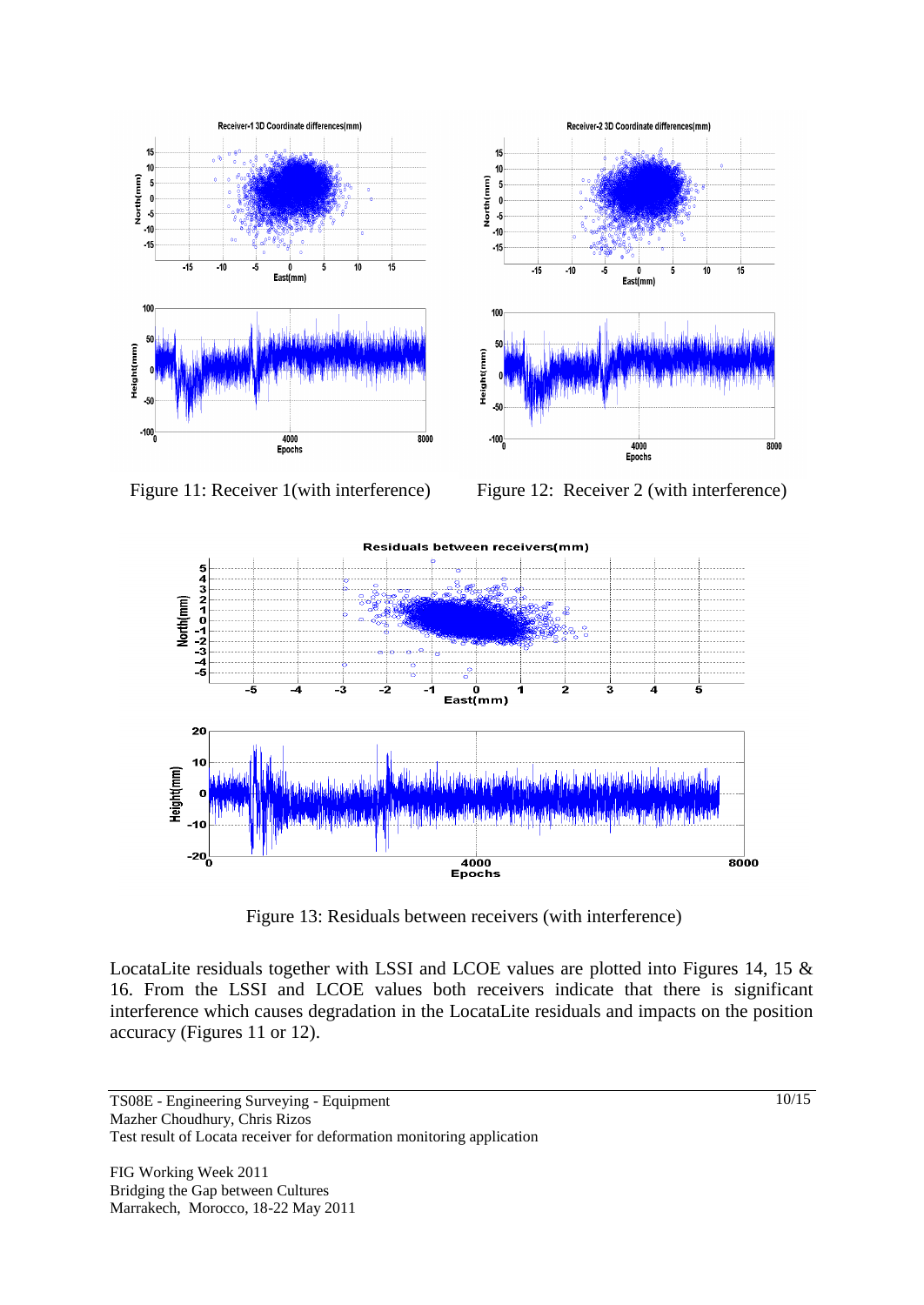Figure 11: Receiver 1(with interference)

Figure 12: Receiver 2 (with interference)

Figure 13: Residuals between receivers (with interference)

LocataLite residuals together with LSSI and LCOE values are plotted into Figures 14, 15 & 16. From the LSSI and LCOE values both receivers indicate that there is significant interference which causes degradation in the LocataLite residuals and impacts on the position accuracy (Figures 11 or 12).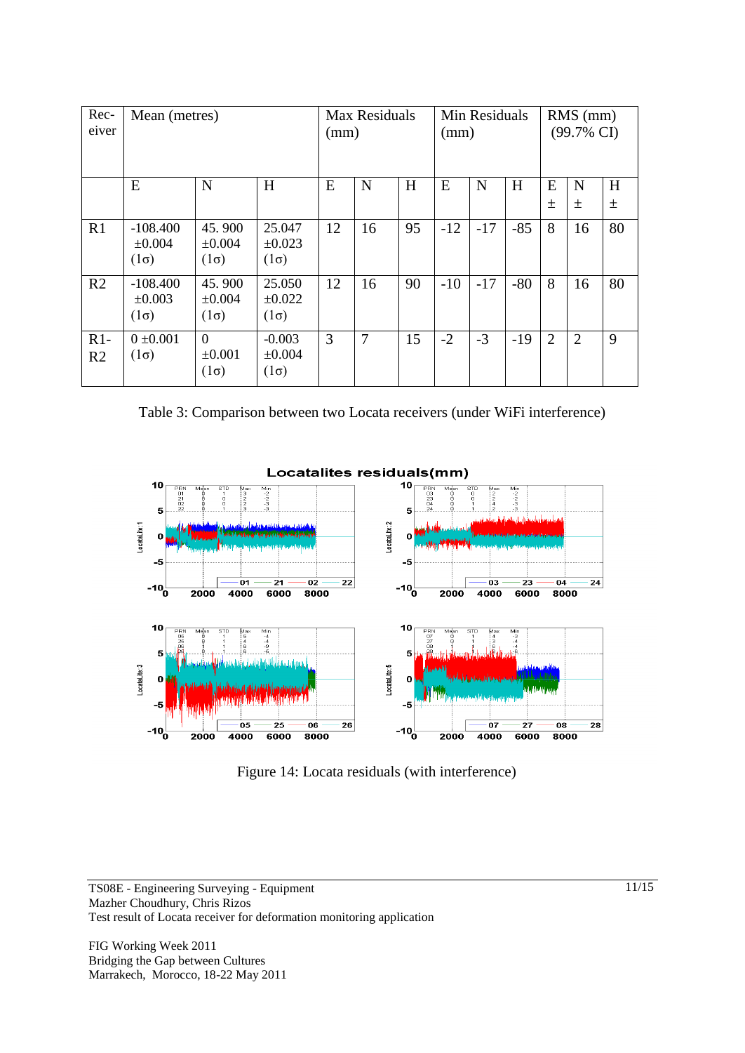| Receiver | Mean (metres) | | | Max Residuals (mm) | | | Min Residuals (mm) | | | RMS (mm) (99.7% CI) | | |
|---|---|---|---|---|---|---|---|---|---|---|---|---|
| | E | N | H | E | N | H | E | N | H | E ± | N ± | H ± |
| R1 | -108.400 ±0.004 (1σ) | 45. 900 ±0.004 (1σ) | 25.047 ±0.023 (1σ) | 12 | 16 | 95 | -12 | -17 | -85 | 8 | 16 | 80 |
| R2 | -108.400 ±0.003 (1σ) | 45. 900 ±0.004 (1σ) | 25.050 ±0.022 (1σ) | 12 | 16 | 90 | -10 | -17 | -80 | 8 | 16 | 80 |
| R1-R2 | 0 ±0.001 (1σ) | 0 ±0.001 (1σ) | -0.003 ±0.004 (1σ) | 3 | 7 | 15 | -2 | -3 | -19 | 2 | 2 | 9 |

Table 3: Comparison between two Locata receivers (under WiFi interference)

Figure 14: Locata residuals (with interference)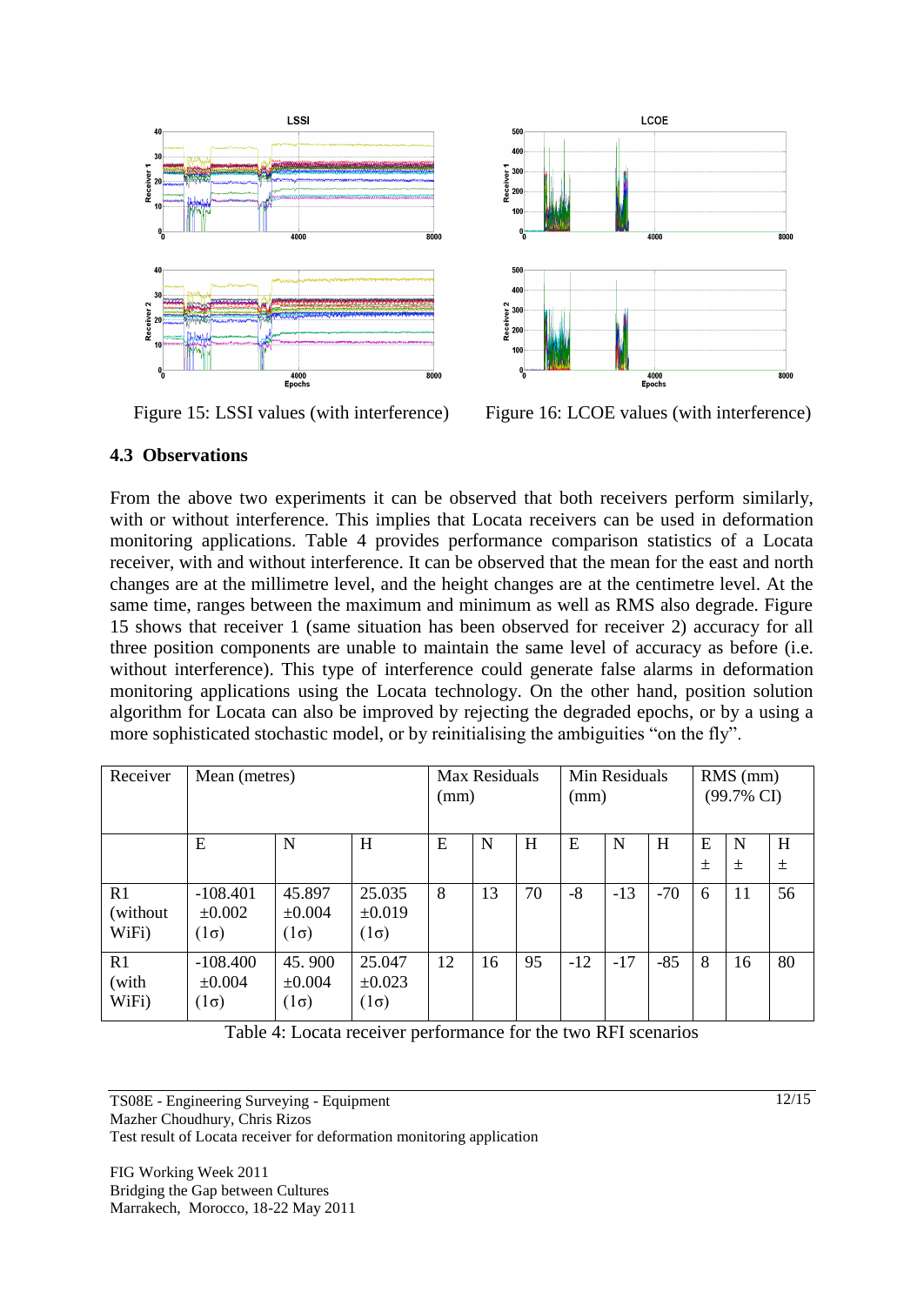Figure 15: LSSI values (with interference)

Figure 16: LCOE values (with interference)

### 4.3 Observations

From the above two experiments it can be observed that both receivers perform similarly, with or without interference. This implies that Locata receivers can be used in deformation monitoring applications. Table 4 provides performance comparison statistics of a Locata receiver, with and without interference. It can be observed that the mean for the east and north changes are at the millimetre level, and the height changes are at the centimetre level. At the same time, ranges between the maximum and minimum as well as RMS also degrade. Figure 15 shows that receiver 1 (same situation has been observed for receiver 2) accuracy for all three position components are unable to maintain the same level of accuracy as before (i.e. without interference). This type of interference could generate false alarms in deformation monitoring applications using the Locata technology. On the other hand, position solution algorithm for Locata can also be improved by rejecting the degraded epochs, or by a using a more sophisticated stochastic model, or by reinitialising the ambiguities "on the fly".

| Receiver | Mean (metres) | | | Max Residuals (mm) | | | Min Residuals (mm) | | | RMS (mm) (99.7% CI) | | |
|---|---|---|---|---|---|---|---|---|---|---|---|---|
| | E | N | H | E | N | H | E | N | H | E ± | N ± | H ± |
| R1 (without WiFi) | -108.401 ±0.002 (1σ) | 45.897 ±0.004 (1σ) | 25.035 ±0.019 (1σ) | 8 | 13 | 70 | -8 | -13 | -70 | 6 | 11 | 56 |
| R1 (with WiFi) | -108.400 ±0.004 (1σ) | 45. 900 ±0.004 (1σ) | 25.047 ±0.023 (1σ) | 12 | 16 | 95 | -12 | -17 | -85 | 8 | 16 | 80 |

Table 4: Locata receiver performance for the two RFI scenarios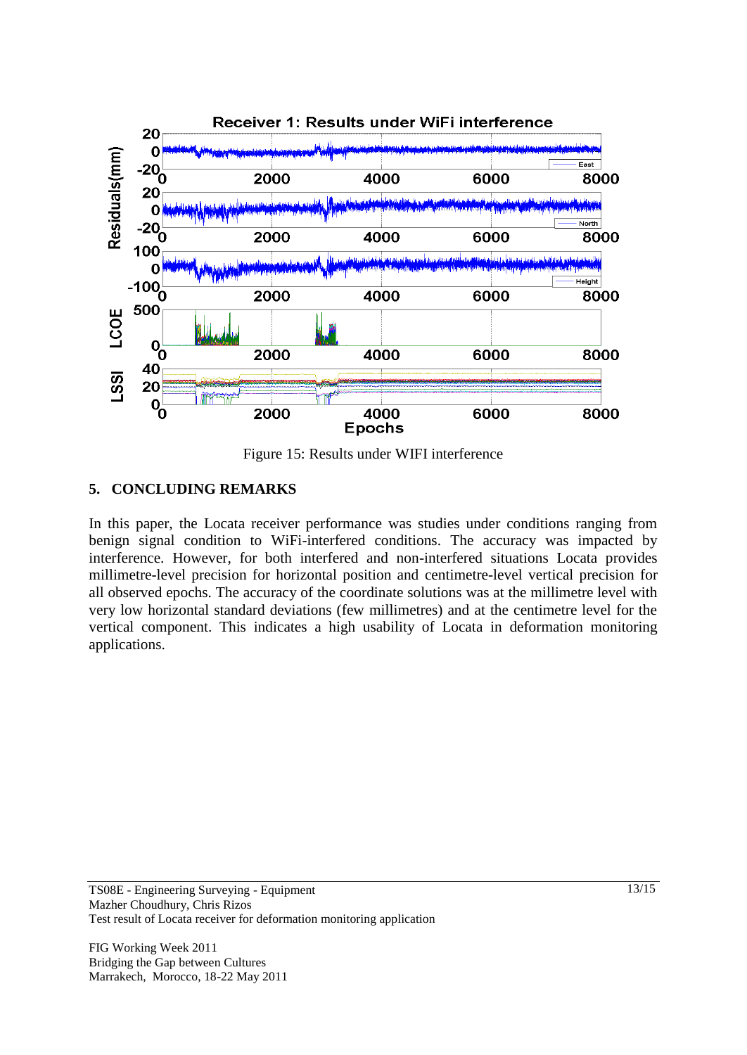Figure 15: Results under WIFI interference

## 5. CONCLUDING REMARKS

In this paper, the Locata receiver performance was studies under conditions ranging from benign signal condition to WiFi-interfered conditions. The accuracy was impacted by interference. However, for both interfered and non-interfered situations Locata provides millimetre-level precision for horizontal position and centimetre-level vertical precision for all observed epochs. The accuracy of the coordinate solutions was at the millimetre level with very low horizontal standard deviations (few millimetres) and at the centimetre level for the vertical component. This indicates a high usability of Locata in deformation monitoring applications.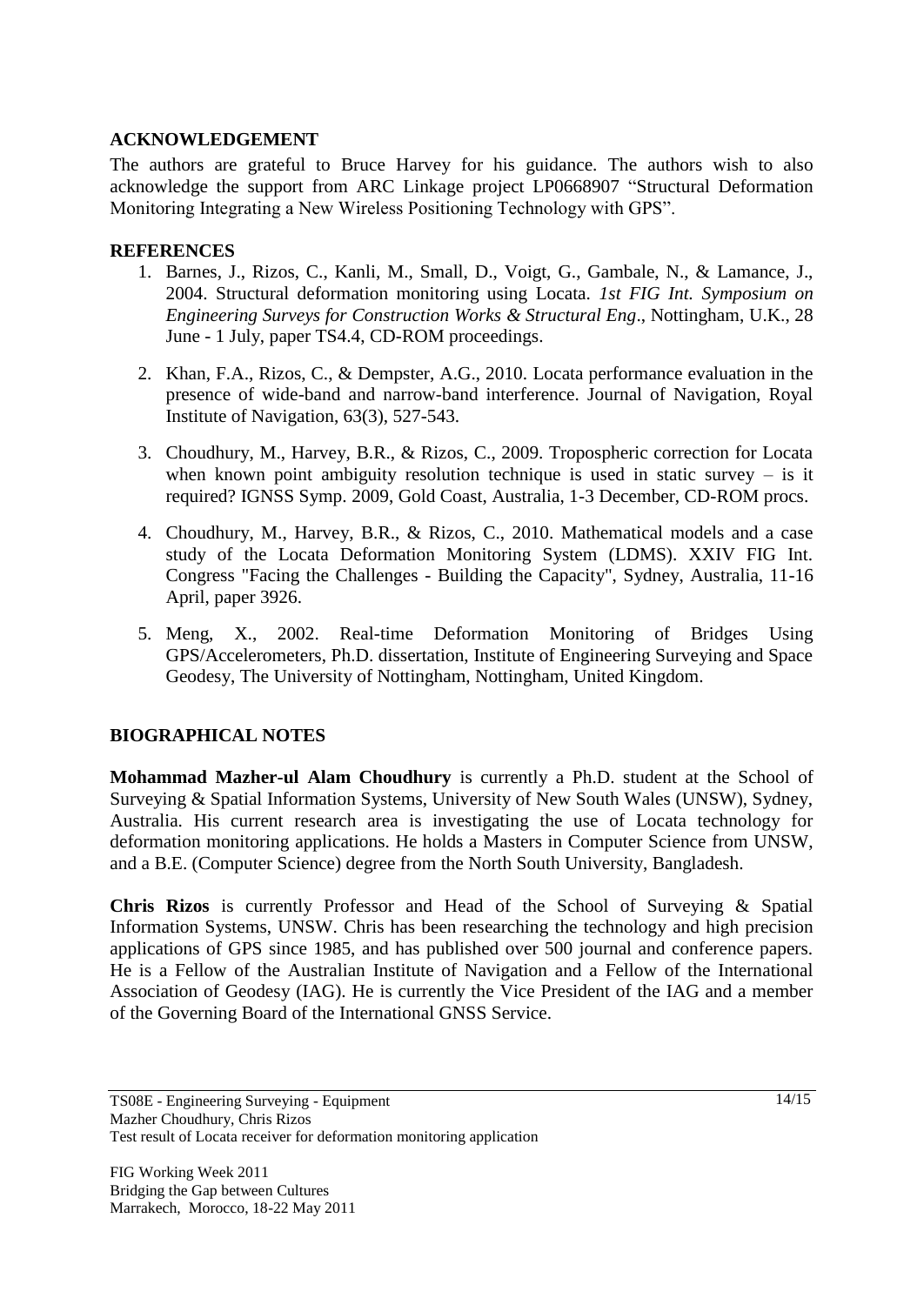## ACKNOWLEDGEMENT

The authors are grateful to Bruce Harvey for his guidance. The authors wish to also acknowledge the support from ARC Linkage project LP0668907 "Structural Deformation Monitoring Integrating a New Wireless Positioning Technology with GPS".

## REFERENCES

1. Barnes, J., Rizos, C., Kanli, M., Small, D., Voigt, G., Gambale, N., & Lamance, J., 2004. Structural deformation monitoring using Locata. *1st FIG Int. Symposium on Engineering Surveys for Construction Works & Structural Eng*., Nottingham, U.K., 28 June - 1 July, paper TS4.4, CD-ROM proceedings.

2. Khan, F.A., Rizos, C., & Dempster, A.G., 2010. Locata performance evaluation in the presence of wide-band and narrow-band interference. Journal of Navigation, Royal Institute of Navigation, 63(3), 527-543.

3. Choudhury, M., Harvey, B.R., & Rizos, C., 2009. Tropospheric correction for Locata when known point ambiguity resolution technique is used in static survey – is it required? IGNSS Symp. 2009, Gold Coast, Australia, 1-3 December, CD-ROM procs.

4. Choudhury, M., Harvey, B.R., & Rizos, C., 2010. Mathematical models and a case study of the Locata Deformation Monitoring System (LDMS). XXIV FIG Int. Congress "Facing the Challenges - Building the Capacity", Sydney, Australia, 11-16 April, paper 3926.

5. Meng, X., 2002. Real-time Deformation Monitoring of Bridges Using GPS/Accelerometers, Ph.D. dissertation, Institute of Engineering Surveying and Space Geodesy, The University of Nottingham, Nottingham, United Kingdom.

## BIOGRAPHICAL NOTES

**Mohammad Mazher-ul Alam Choudhury** is currently a Ph.D. student at the School of Surveying & Spatial Information Systems, University of New South Wales (UNSW), Sydney, Australia. His current research area is investigating the use of Locata technology for deformation monitoring applications. He holds a Masters in Computer Science from UNSW, and a B.E. (Computer Science) degree from the North South University, Bangladesh.

**Chris Rizos** is currently Professor and Head of the School of Surveying & Spatial Information Systems, UNSW. Chris has been researching the technology and high precision applications of GPS since 1985, and has published over 500 journal and conference papers. He is a Fellow of the Australian Institute of Navigation and a Fellow of the International Association of Geodesy (IAG). He is currently the Vice President of the IAG and a member of the Governing Board of the International GNSS Service.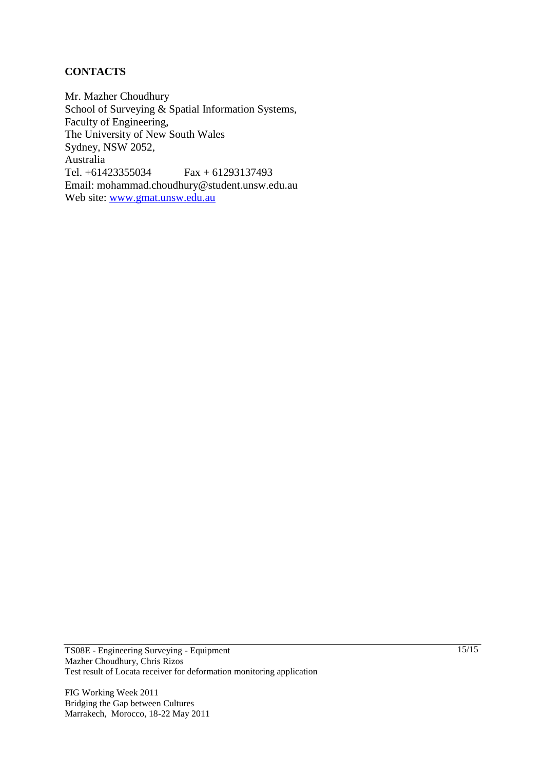## CONTACTS

Mr. Mazher Choudhury
School of Surveying & Spatial Information Systems,
Faculty of Engineering,
The University of New South Wales
Sydney, NSW 2052,
Australia
Tel. +61423355034 Fax + 61293137493
Email: mohammad.choudhury@student.unsw.edu.au
Web site: www.gmat.unsw.edu.au